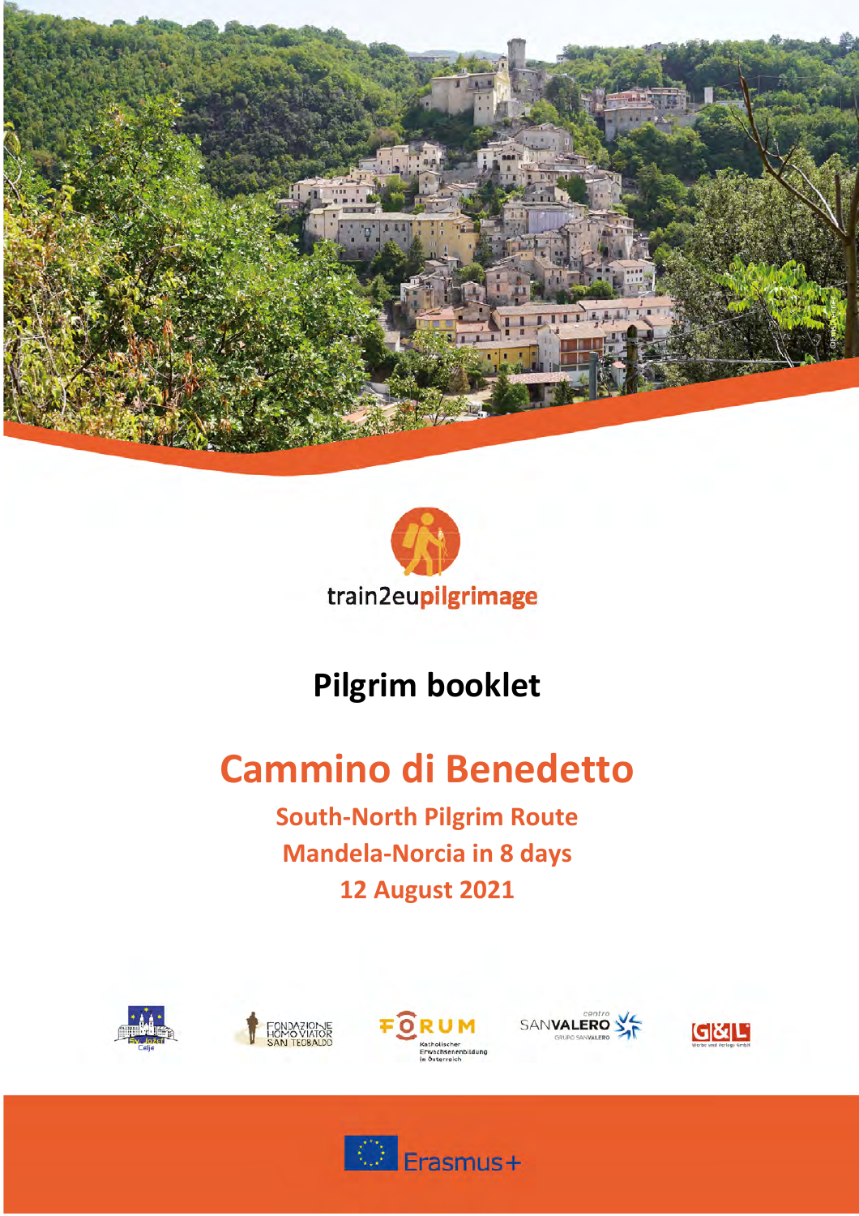train2eupilgrimage

# Pilgrim booklet

# Cammino di Benedetto

## South-North Pilgrim Route
## Mandela-Norcia in 8 days
## 12 August 2021

Erasmus+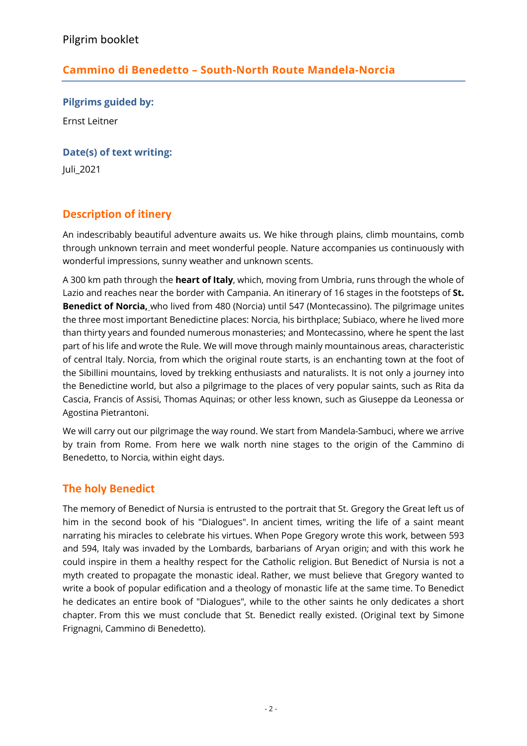Pilgrim booklet

## Cammino di Benedetto – South-North Route Mandela-Norcia

### Pilgrims guided by:

Ernst Leitner

### Date(s) of text writing:

Juli_2021

## Description of itinery

An indescribably beautiful adventure awaits us. We hike through plains, climb mountains, comb through unknown terrain and meet wonderful people. Nature accompanies us continuously with wonderful impressions, sunny weather and unknown scents.

A 300 km path through the **heart of Italy**, which, moving from Umbria, runs through the whole of Lazio and reaches near the border with Campania. An itinerary of 16 stages in the footsteps of **St. Benedict of Norcia,** who lived from 480 (Norcia) until 547 (Montecassino). The pilgrimage unites the three most important Benedictine places: Norcia, his birthplace; Subiaco, where he lived more than thirty years and founded numerous monasteries; and Montecassino, where he spent the last part of his life and wrote the Rule. We will move through mainly mountainous areas, characteristic of central Italy. Norcia, from which the original route starts, is an enchanting town at the foot of the Sibillini mountains, loved by trekking enthusiasts and naturalists. It is not only a journey into the Benedictine world, but also a pilgrimage to the places of very popular saints, such as Rita da Cascia, Francis of Assisi, Thomas Aquinas; or other less known, such as Giuseppe da Leonessa or Agostina Pietrantoni.

We will carry out our pilgrimage the way round. We start from Mandela-Sambuci, where we arrive by train from Rome. From here we walk north nine stages to the origin of the Cammino di Benedetto, to Norcia, within eight days.

## The holy Benedict

The memory of Benedict of Nursia is entrusted to the portrait that St. Gregory the Great left us of him in the second book of his "Dialogues". In ancient times, writing the life of a saint meant narrating his miracles to celebrate his virtues. When Pope Gregory wrote this work, between 593 and 594, Italy was invaded by the Lombards, barbarians of Aryan origin; and with this work he could inspire in them a healthy respect for the Catholic religion. But Benedict of Nursia is not a myth created to propagate the monastic ideal. Rather, we must believe that Gregory wanted to write a book of popular edification and a theology of monastic life at the same time. To Benedict he dedicates an entire book of "Dialogues", while to the other saints he only dedicates a short chapter. From this we must conclude that St. Benedict really existed. (Original text by Simone Frignagni, Cammino di Benedetto).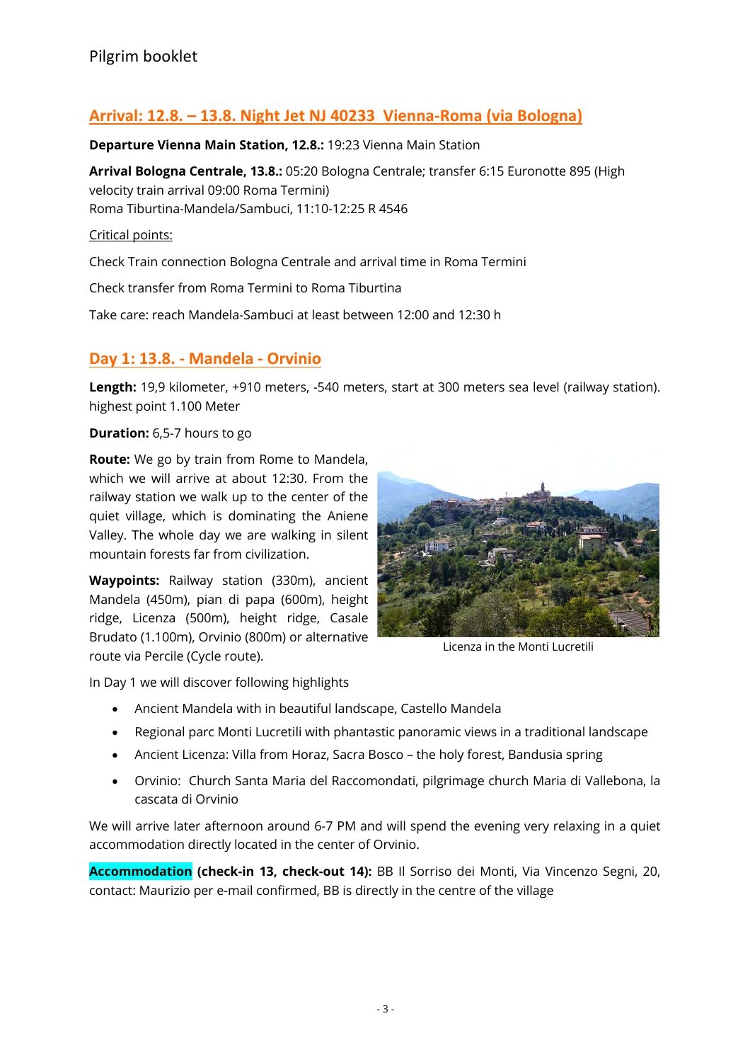## Arrival: 12.8. – 13.8. Night Jet NJ 40233 Vienna-Roma (via Bologna)

**Departure Vienna Main Station, 12.8.:** 19:23 Vienna Main Station

**Arrival Bologna Centrale, 13.8.:** 05:20 Bologna Centrale; transfer 6:15 Euronotte 895 (High velocity train arrival 09:00 Roma Termini)
Roma Tiburtina-Mandela/Sambuci, 11:10-12:25 R 4546

Critical points:

Check Train connection Bologna Centrale and arrival time in Roma Termini

Check transfer from Roma Termini to Roma Tiburtina

Take care: reach Mandela-Sambuci at least between 12:00 and 12:30 h

## Day 1: 13.8. - Mandela - Orvinio

**Length:** 19,9 kilometer, +910 meters, -540 meters, start at 300 meters sea level (railway station). highest point 1.100 Meter

**Duration:** 6,5-7 hours to go

**Route:** We go by train from Rome to Mandela, which we will arrive at about 12:30. From the railway station we walk up to the center of the quiet village, which is dominating the Aniene Valley. The whole day we are walking in silent mountain forests far from civilization.

**Waypoints:** Railway station (330m), ancient Mandela (450m), pian di papa (600m), height ridge, Licenza (500m), height ridge, Casale Brudato (1.100m), Orvinio (800m) or alternative route via Percile (Cycle route).

Licenza in the Monti Lucretili

In Day 1 we will discover following highlights

- Ancient Mandela with in beautiful landscape, Castello Mandela
- Regional parc Monti Lucretili with phantastic panoramic views in a traditional landscape
- Ancient Licenza: Villa from Horaz, Sacra Bosco – the holy forest, Bandusia spring
- Orvinio: Church Santa Maria del Raccomondati, pilgrimage church Maria di Vallebona, la cascata di Orvinio

We will arrive later afternoon around 6-7 PM and will spend the evening very relaxing in a quiet accommodation directly located in the center of Orvinio.

**Accommodation (check-in 13, check-out 14):** BB Il Sorriso dei Monti, Via Vincenzo Segni, 20, contact: Maurizio per e-mail confirmed, BB is directly in the centre of the village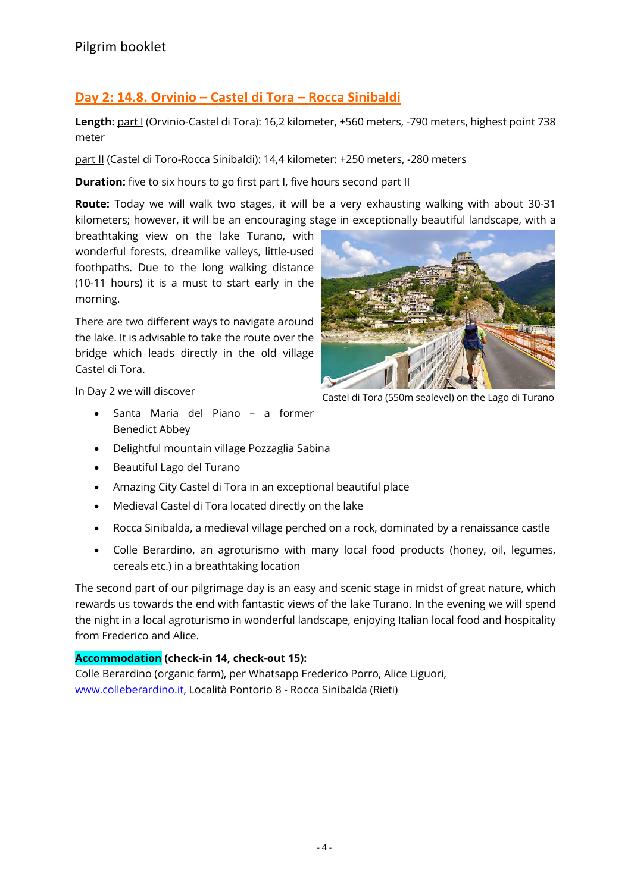## Day 2: 14.8. Orvinio – Castel di Tora – Rocca Sinibaldi

**Length:** part I (Orvinio-Castel di Tora): 16,2 kilometer, +560 meters, -790 meters, highest point 738 meter

part II (Castel di Toro-Rocca Sinibaldi): 14,4 kilometer: +250 meters, -280 meters

**Duration:** five to six hours to go first part I, five hours second part II

**Route:** Today we will walk two stages, it will be a very exhausting walking with about 30-31 kilometers; however, it will be an encouraging stage in exceptionally beautiful landscape, with a breathtaking view on the lake Turano, with wonderful forests, dreamlike valleys, little-used foothpaths. Due to the long walking distance (10-11 hours) it is a must to start early in the morning.

There are two different ways to navigate around the lake. It is advisable to take the route over the bridge which leads directly in the old village Castel di Tora.

Castel di Tora (550m sealevel) on the Lago di Turano

In Day 2 we will discover

- Santa Maria del Piano – a former Benedict Abbey
- Delightful mountain village Pozzaglia Sabina
- Beautiful Lago del Turano
- Amazing City Castel di Tora in an exceptional beautiful place
- Medieval Castel di Tora located directly on the lake
- Rocca Sinibalda, a medieval village perched on a rock, dominated by a renaissance castle
- Colle Berardino, an agroturismo with many local food products (honey, oil, legumes, cereals etc.) in a breathtaking location

The second part of our pilgrimage day is an easy and scenic stage in midst of great nature, which rewards us towards the end with fantastic views of the lake Turano. In the evening we will spend the night in a local agroturismo in wonderful landscape, enjoying Italian local food and hospitality from Frederico and Alice.

**Accommodation (check-in 14, check-out 15):**
Colle Berardino (organic farm), per Whatsapp Frederico Porro, Alice Liguori, www.colleberardino.it, Località Pontorio 8 - Rocca Sinibalda (Rieti)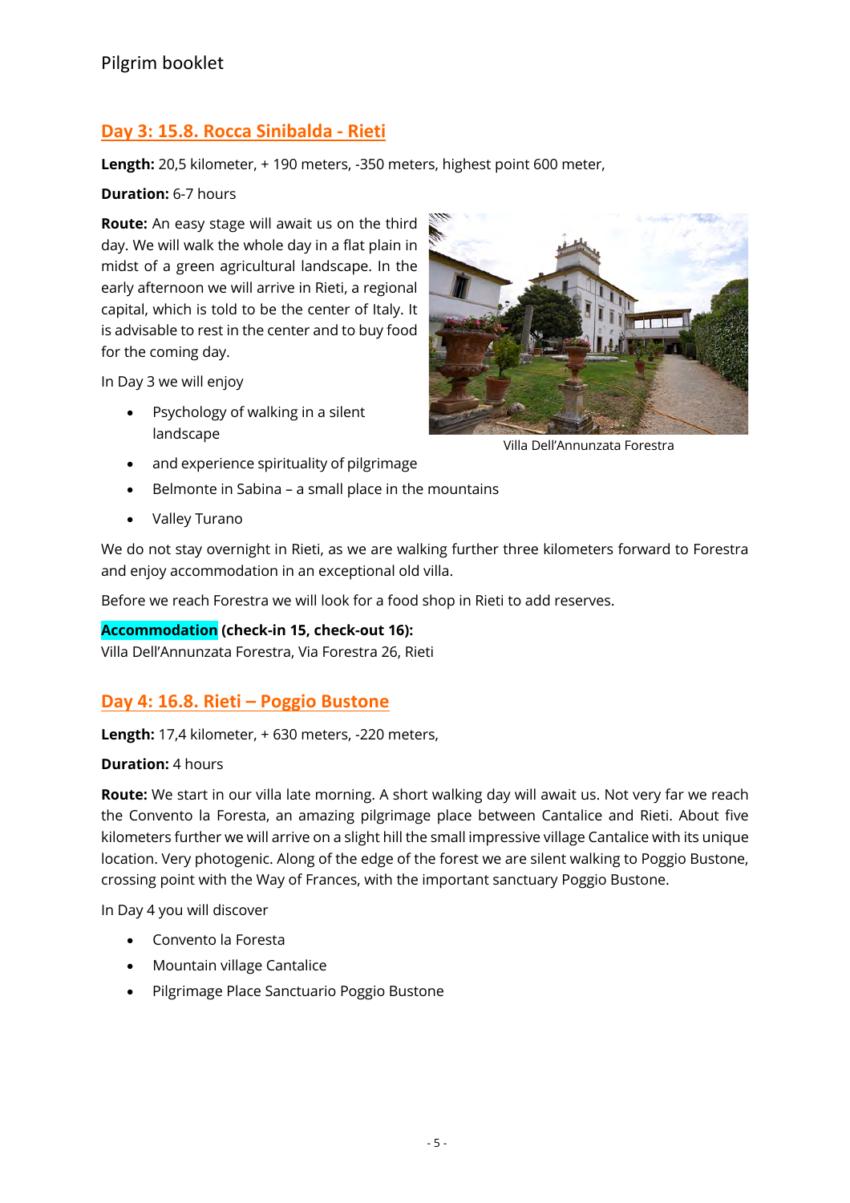## Day 3: 15.8. Rocca Sinibalda - Rieti

**Length:** 20,5 kilometer, + 190 meters, -350 meters, highest point 600 meter,

**Duration:** 6-7 hours

**Route:** An easy stage will await us on the third day. We will walk the whole day in a flat plain in midst of a green agricultural landscape. In the early afternoon we will arrive in Rieti, a regional capital, which is told to be the center of Italy. It is advisable to rest in the center and to buy food for the coming day.

Villa Dell'Annunzata Forestra

In Day 3 we will enjoy

- Psychology of walking in a silent landscape
- and experience spirituality of pilgrimage
- Belmonte in Sabina – a small place in the mountains
- Valley Turano

We do not stay overnight in Rieti, as we are walking further three kilometers forward to Forestra and enjoy accommodation in an exceptional old villa.

Before we reach Forestra we will look for a food shop in Rieti to add reserves.

**Accommodation (check-in 15, check-out 16):**
Villa Dell'Annunzata Forestra, Via Forestra 26, Rieti

## Day 4: 16.8. Rieti – Poggio Bustone

**Length:** 17,4 kilometer, + 630 meters, -220 meters,

**Duration:** 4 hours

**Route:** We start in our villa late morning. A short walking day will await us. Not very far we reach the Convento la Foresta, an amazing pilgrimage place between Cantalice and Rieti. About five kilometers further we will arrive on a slight hill the small impressive village Cantalice with its unique location. Very photogenic. Along of the edge of the forest we are silent walking to Poggio Bustone, crossing point with the Way of Frances, with the important sanctuary Poggio Bustone.

In Day 4 you will discover

- Convento la Foresta
- Mountain village Cantalice
- Pilgrimage Place Sanctuario Poggio Bustone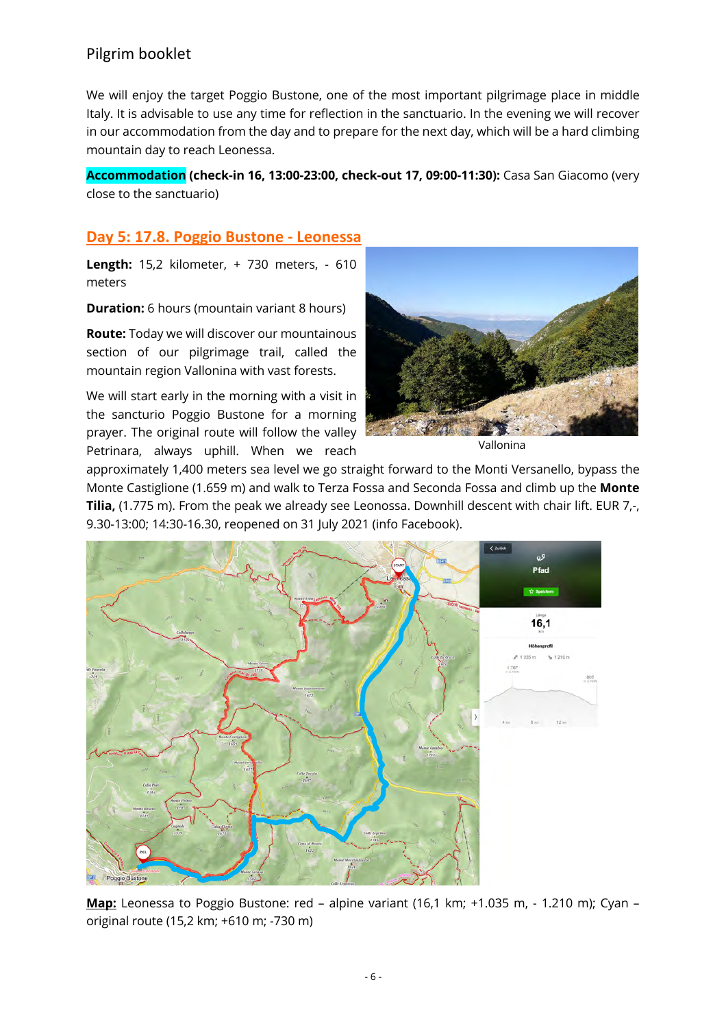We will enjoy the target Poggio Bustone, one of the most important pilgrimage place in middle Italy. It is advisable to use any time for reflection in the sanctuario. In the evening we will recover in our accommodation from the day and to prepare for the next day, which will be a hard climbing mountain day to reach Leonessa.

**Accommodation (check-in 16, 13:00-23:00, check-out 17, 09:00-11:30):** Casa San Giacomo (very close to the sanctuario)

## Day 5: 17.8. Poggio Bustone - Leonessa

**Length:** 15,2 kilometer, + 730 meters, - 610 meters

**Duration:** 6 hours (mountain variant 8 hours)

**Route:** Today we will discover our mountainous section of our pilgrimage trail, called the mountain region Vallonina with vast forests.

We will start early in the morning with a visit in the sancturio Poggio Bustone for a morning prayer. The original route will follow the valley Petrinara, always uphill. When we reach approximately 1,400 meters sea level we go straight forward to the Monti Versanello, bypass the Monte Castiglione (1.659 m) and walk to Terza Fossa and Seconda Fossa and climb up the **Monte Tilia,** (1.775 m). From the peak we already see Leonossa. Downhill descent with chair lift. EUR 7,-, 9.30-13:00; 14:30-16.30, reopened on 31 July 2021 (info Facebook).

Vallonina

**Map:** Leonessa to Poggio Bustone: red – alpine variant (16,1 km; +1.035 m, - 1.210 m); Cyan – original route (15,2 km; +610 m; -730 m)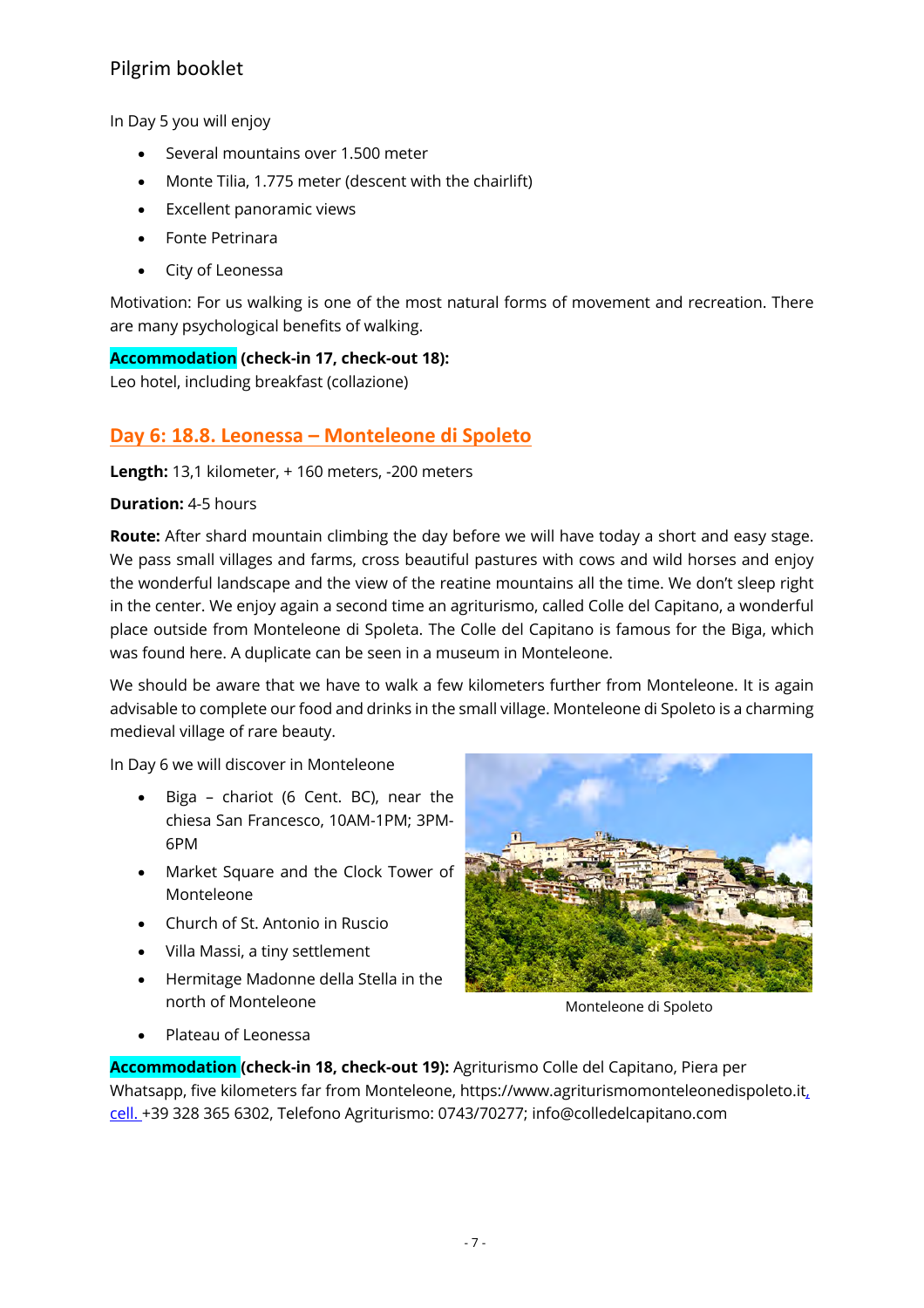In Day 5 you will enjoy

- Several mountains over 1.500 meter
- Monte Tilia, 1.775 meter (descent with the chairlift)
- Excellent panoramic views
- Fonte Petrinara
- City of Leonessa

Motivation: For us walking is one of the most natural forms of movement and recreation. There are many psychological benefits of walking.

**Accommodation (check-in 17, check-out 18):**
Leo hotel, including breakfast (collazione)

## Day 6: 18.8. Leonessa – Monteleone di Spoleto

**Length:** 13,1 kilometer, + 160 meters, -200 meters

**Duration:** 4-5 hours

**Route:** After shard mountain climbing the day before we will have today a short and easy stage. We pass small villages and farms, cross beautiful pastures with cows and wild horses and enjoy the wonderful landscape and the view of the reatine mountains all the time. We don't sleep right in the center. We enjoy again a second time an agriturismo, called Colle del Capitano, a wonderful place outside from Monteleone di Spoleta. The Colle del Capitano is famous for the Biga, which was found here. A duplicate can be seen in a museum in Monteleone.

We should be aware that we have to walk a few kilometers further from Monteleone. It is again advisable to complete our food and drinks in the small village. Monteleone di Spoleto is a charming medieval village of rare beauty.

In Day 6 we will discover in Monteleone

- Biga – chariot (6 Cent. BC), near the chiesa San Francesco, 10AM-1PM; 3PM-6PM
- Market Square and the Clock Tower of Monteleone
- Church of St. Antonio in Ruscio
- Villa Massi, a tiny settlement
- Hermitage Madonne della Stella in the north of Monteleone
- Plateau of Leonessa

Monteleone di Spoleto

**Accommodation (check-in 18, check-out 19):** Agriturismo Colle del Capitano, Piera per Whatsapp, five kilometers far from Monteleone, https://www.agriturismomonteleonedispoleto.it, cell. +39 328 365 6302, Telefono Agriturismo: 0743/70277; info@colledelcapitano.com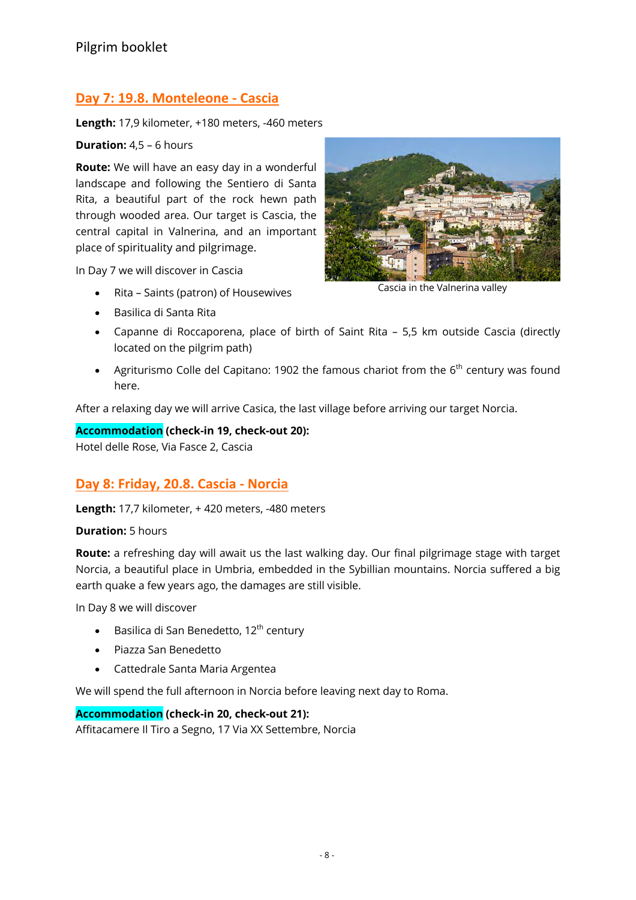## Day 7: 19.8. Monteleone - Cascia

**Length:** 17,9 kilometer, +180 meters, -460 meters

**Duration:** 4,5 – 6 hours

**Route:** We will have an easy day in a wonderful landscape and following the Sentiero di Santa Rita, a beautiful part of the rock hewn path through wooded area. Our target is Cascia, the central capital in Valnerina, and an important place of spirituality and pilgrimage.

Cascia in the Valnerina valley

In Day 7 we will discover in Cascia

- Rita – Saints (patron) of Housewives
- Basilica di Santa Rita
- Capanne di Roccaporena, place of birth of Saint Rita – 5,5 km outside Cascia (directly located on the pilgrim path)
- Agriturismo Colle del Capitano: 1902 the famous chariot from the 6th century was found here.

After a relaxing day we will arrive Casica, the last village before arriving our target Norcia.

**Accommodation (check-in 19, check-out 20):**
Hotel delle Rose, Via Fasce 2, Cascia

## Day 8: Friday, 20.8. Cascia - Norcia

**Length:** 17,7 kilometer, + 420 meters, -480 meters

**Duration:** 5 hours

**Route:** a refreshing day will await us the last walking day. Our final pilgrimage stage with target Norcia, a beautiful place in Umbria, embedded in the Sybillian mountains. Norcia suffered a big earth quake a few years ago, the damages are still visible.

In Day 8 we will discover

- Basilica di San Benedetto, 12th century
- Piazza San Benedetto
- Cattedrale Santa Maria Argentea

We will spend the full afternoon in Norcia before leaving next day to Roma.

**Accommodation (check-in 20, check-out 21):**
Affitacamere Il Tiro a Segno, 17 Via XX Settembre, Norcia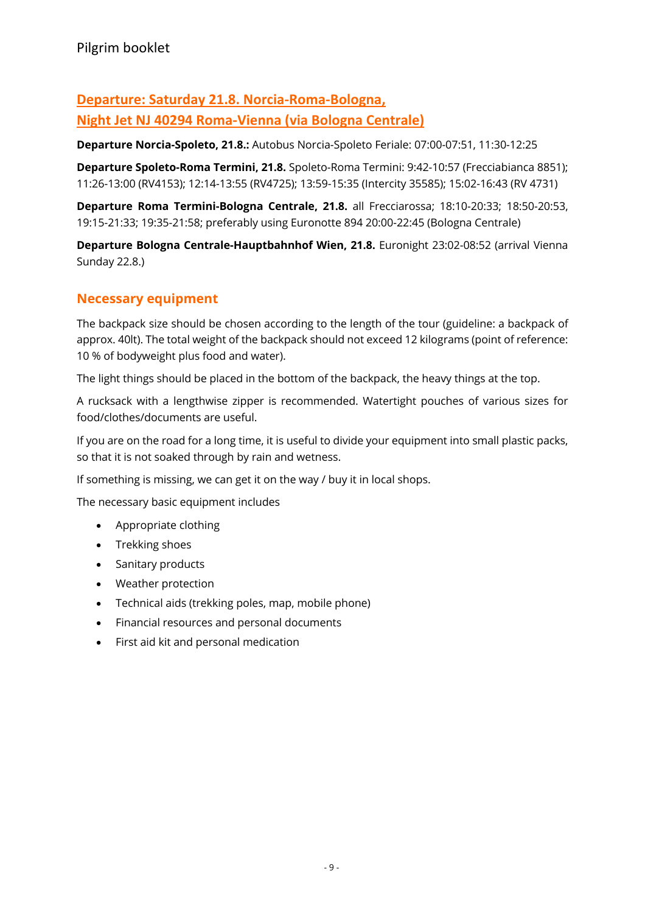## Departure: Saturday 21.8. Norcia-Roma-Bologna, Night Jet NJ 40294 Roma-Vienna (via Bologna Centrale)

**Departure Norcia-Spoleto, 21.8.:** Autobus Norcia-Spoleto Feriale: 07:00-07:51, 11:30-12:25

**Departure Spoleto-Roma Termini, 21.8.** Spoleto-Roma Termini: 9:42-10:57 (Frecciabianca 8851); 11:26-13:00 (RV4153); 12:14-13:55 (RV4725); 13:59-15:35 (Intercity 35585); 15:02-16:43 (RV 4731)

**Departure Roma Termini-Bologna Centrale, 21.8.** all Frecciarossa; 18:10-20:33; 18:50-20:53, 19:15-21:33; 19:35-21:58; preferably using Euronotte 894 20:00-22:45 (Bologna Centrale)

**Departure Bologna Centrale-Hauptbahnhof Wien, 21.8.** Euronight 23:02-08:52 (arrival Vienna Sunday 22.8.)

## Necessary equipment

The backpack size should be chosen according to the length of the tour (guideline: a backpack of approx. 40lt). The total weight of the backpack should not exceed 12 kilograms (point of reference: 10 % of bodyweight plus food and water).

The light things should be placed in the bottom of the backpack, the heavy things at the top.

A rucksack with a lengthwise zipper is recommended. Watertight pouches of various sizes for food/clothes/documents are useful.

If you are on the road for a long time, it is useful to divide your equipment into small plastic packs, so that it is not soaked through by rain and wetness.

If something is missing, we can get it on the way / buy it in local shops.

The necessary basic equipment includes

- Appropriate clothing
- Trekking shoes
- Sanitary products
- Weather protection
- Technical aids (trekking poles, map, mobile phone)
- Financial resources and personal documents
- First aid kit and personal medication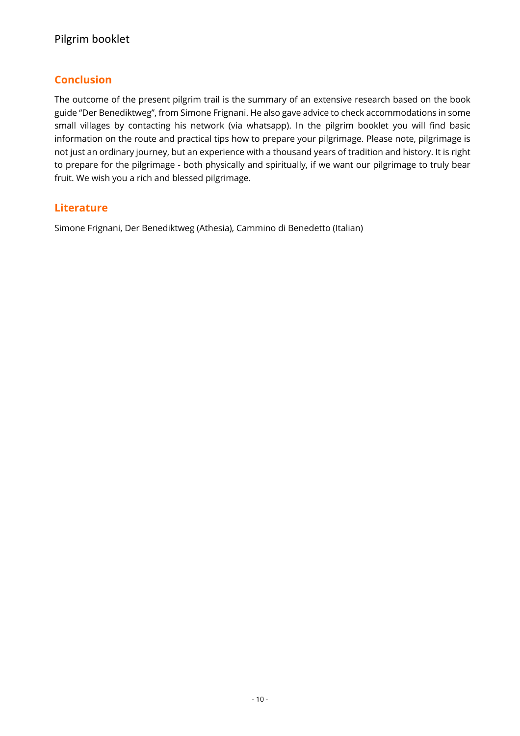## Conclusion

The outcome of the present pilgrim trail is the summary of an extensive research based on the book guide “Der Benediktweg”, from Simone Frignani. He also gave advice to check accommodations in some small villages by contacting his network (via whatsapp). In the pilgrim booklet you will find basic information on the route and practical tips how to prepare your pilgrimage. Please note, pilgrimage is not just an ordinary journey, but an experience with a thousand years of tradition and history. It is right to prepare for the pilgrimage - both physically and spiritually, if we want our pilgrimage to truly bear fruit. We wish you a rich and blessed pilgrimage.

## Literature

Simone Frignani, Der Benediktweg (Athesia), Cammino di Benedetto (Italian)